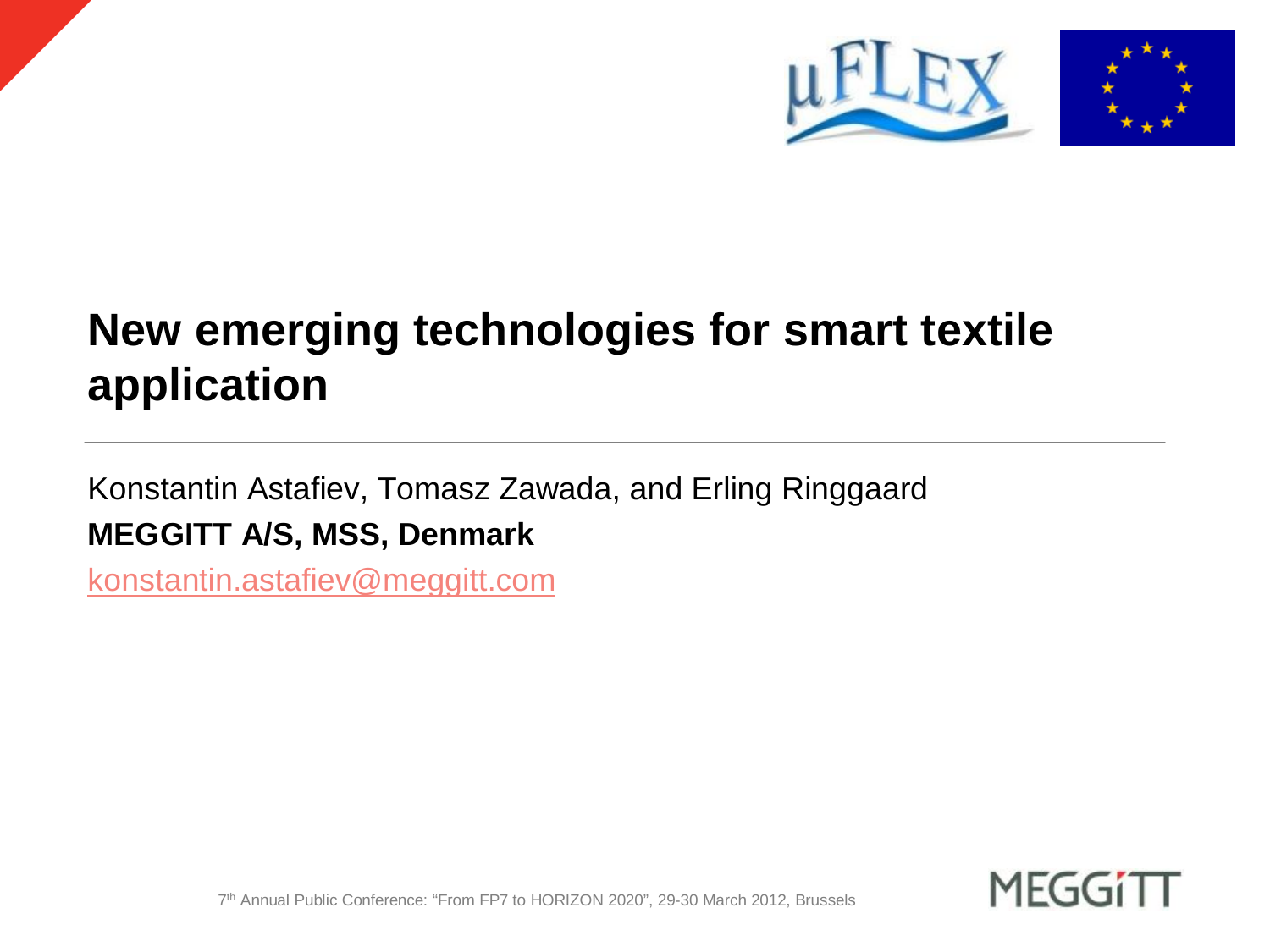# New emerging technologies for smart textile application

Konstantin Astafiev, Tomasz Zawada, and Erling Ringgaard

**MEGGITT A/S, MSS, Denmark**

konstantin.astafiev@meggitt.com

7th Annual Public Conference: "From FP7 to HORIZON 2020", 29-30 March 2012, Brussels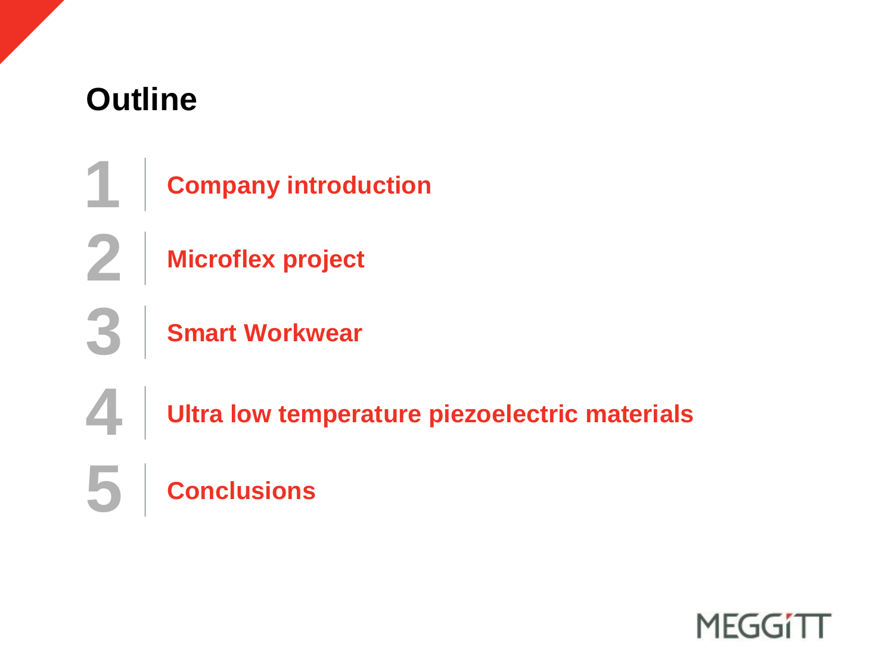# Outline

1. Company introduction
2. Microflex project
3. Smart Workwear
4. Ultra low temperature piezoelectric materials
5. Conclusions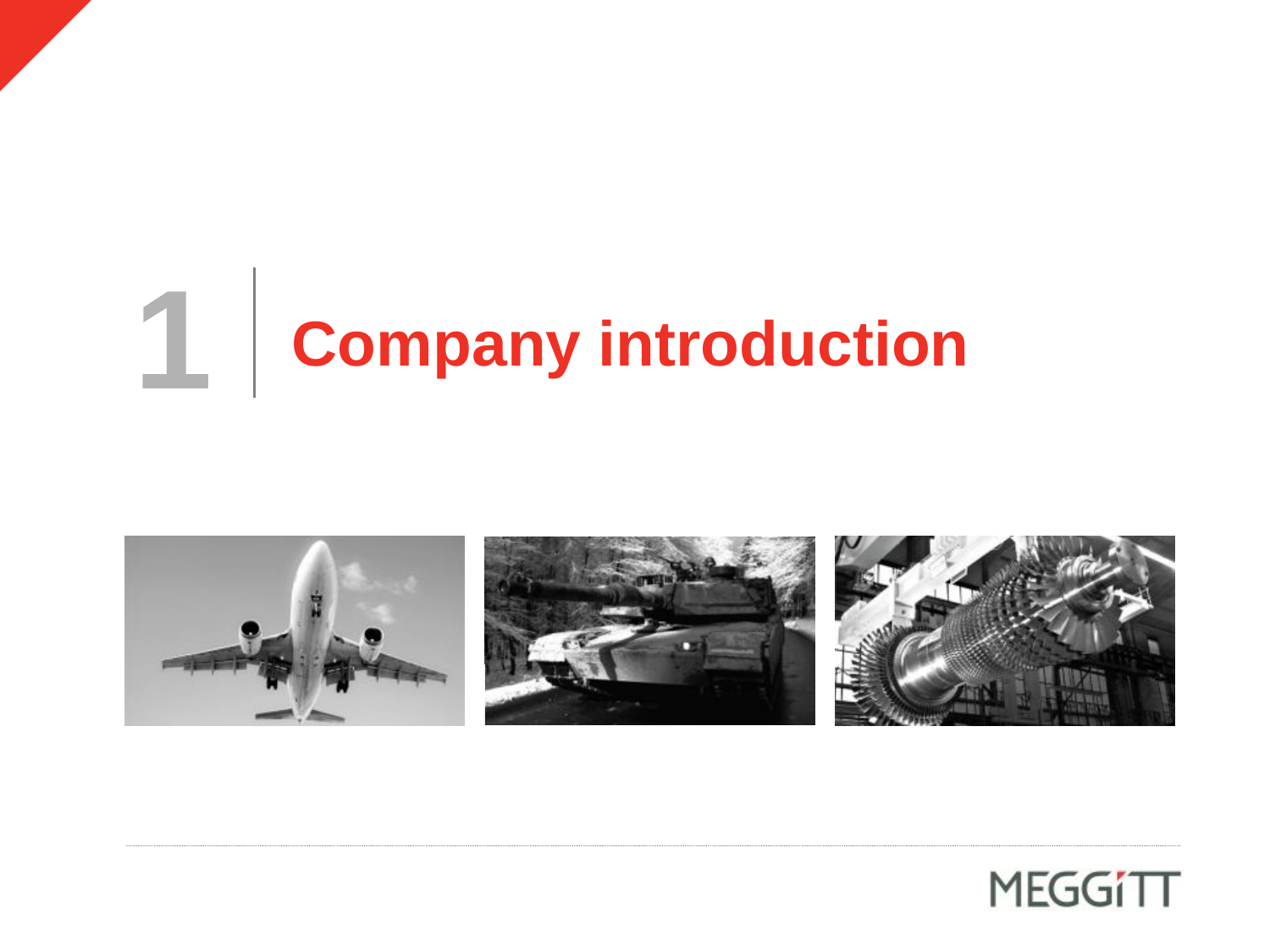# 1 Company introduction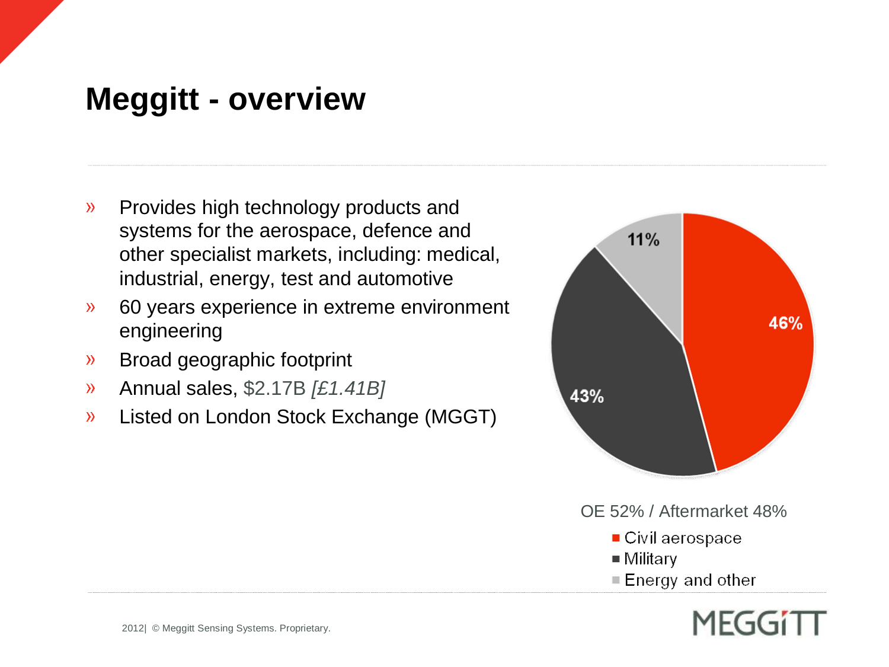# Meggitt - overview

- Provides high technology products and systems for the aerospace, defence and other specialist markets, including: medical, industrial, energy, test and automotive
- 60 years experience in extreme environment engineering
- Broad geographic footprint
- Annual sales, $2.17B *[£1.41B]*
- Listed on London Stock Exchange (MGGT)

| Segment | Share |
| --- | --- |
| Civil aerospace | 46% |
| Military | 43% |
| Energy and other | 11% |

OE 52% / Aftermarket 48%

2012| © Meggitt Sensing Systems. Proprietary.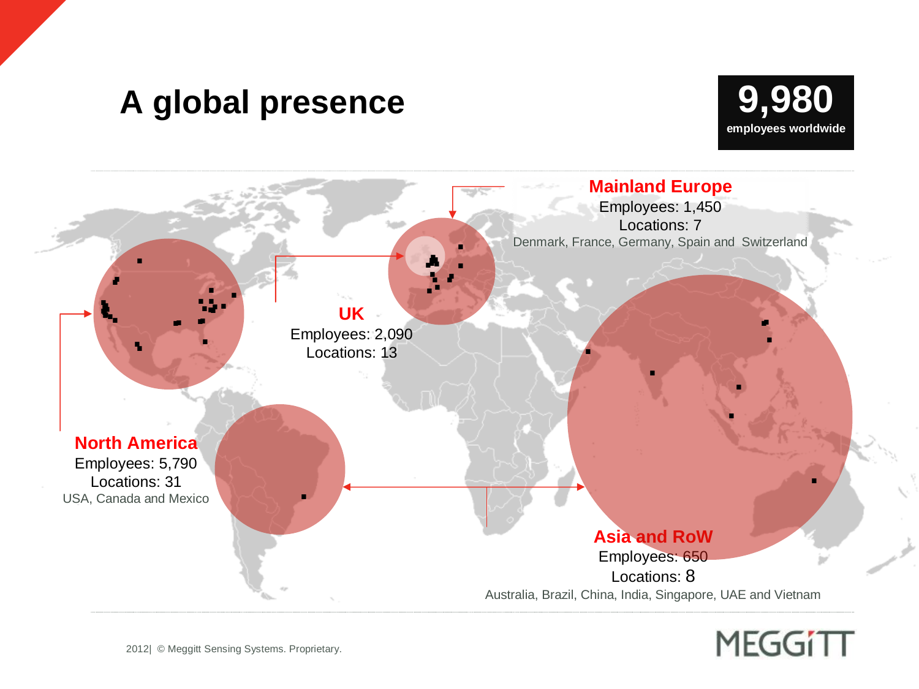# A global presence

**9,980**
**employees worldwide**

## Mainland Europe
Employees: 1,450
Locations: 7
Denmark, France, Germany, Spain and Switzerland

## UK
Employees: 2,090
Locations: 13

## North America
Employees: 5,790
Locations: 31
USA, Canada and Mexico

## Asia and RoW
Employees: 650
Locations: 8
Australia, Brazil, China, India, Singapore, UAE and Vietnam

2012| © Meggitt Sensing Systems. Proprietary.

MEGGITT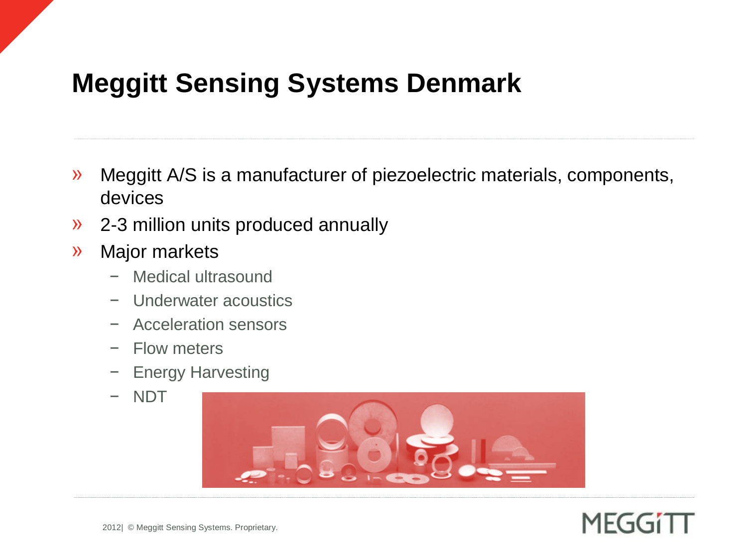# Meggitt Sensing Systems Denmark

- Meggitt A/S is a manufacturer of piezoelectric materials, components, devices
- 2-3 million units produced annually
- Major markets
  - Medical ultrasound
  - Underwater acoustics
  - Acceleration sensors
  - Flow meters
  - Energy Harvesting
  - NDT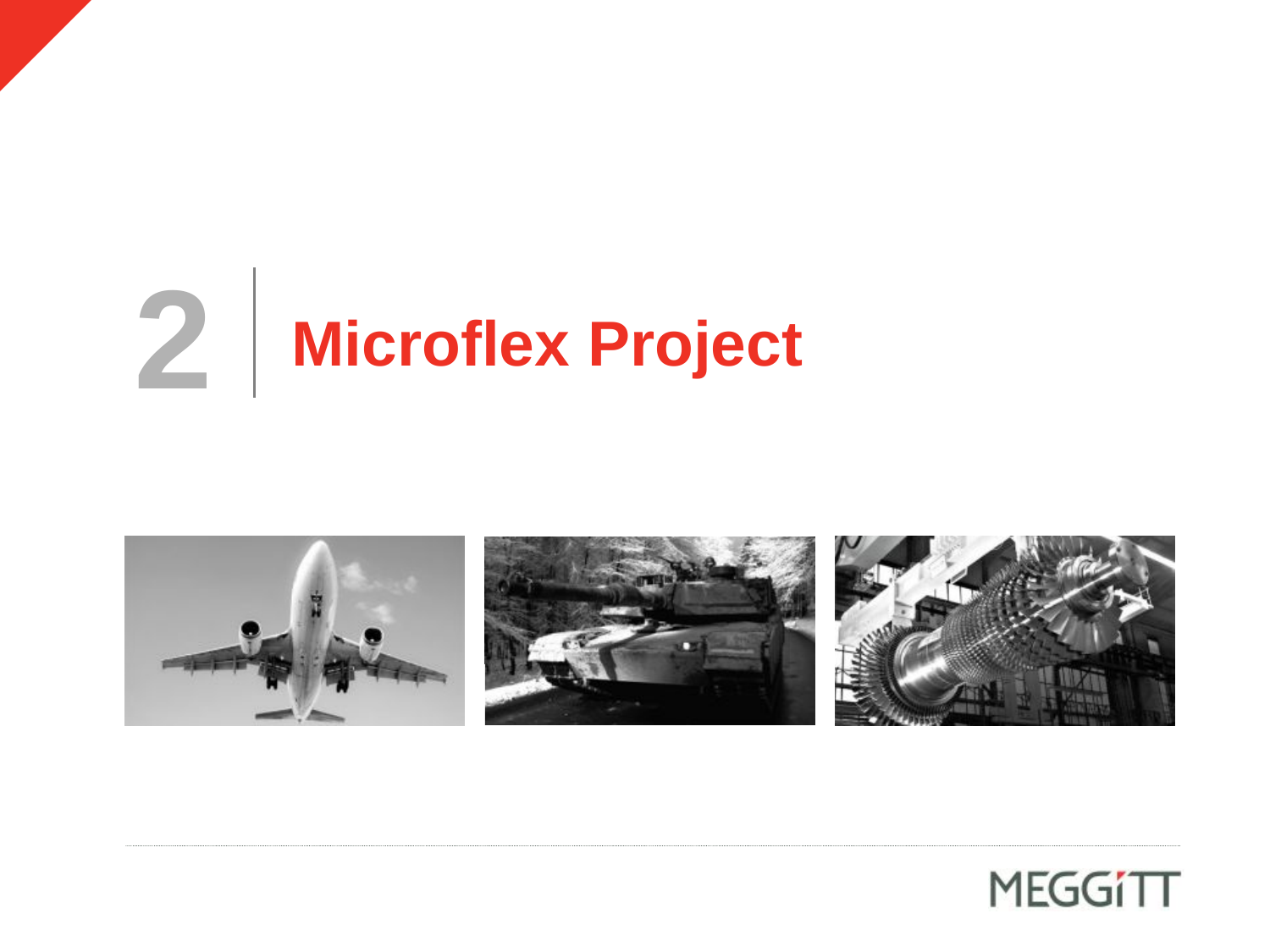# 2 Microflex Project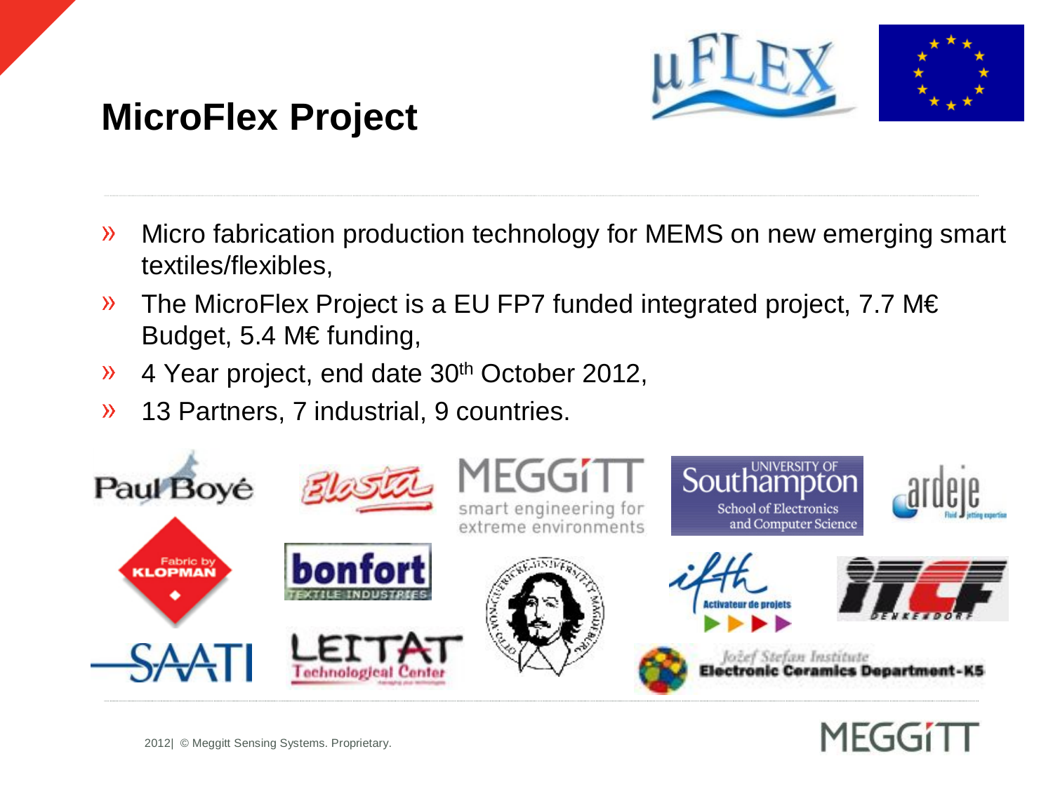# MicroFlex Project

- Micro fabrication production technology for MEMS on new emerging smart textiles/flexibles,
- The MicroFlex Project is a EU FP7 funded integrated project, 7.7 M€ Budget, 5.4 M€ funding,
- 4 Year project, end date 30th October 2012,
- 13 Partners, 7 industrial, 9 countries.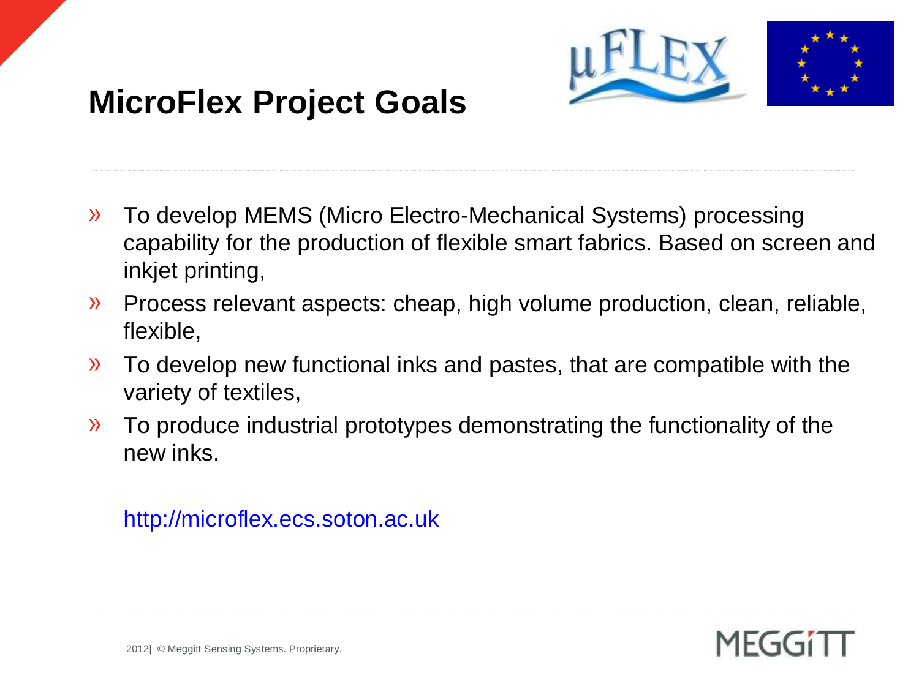# MicroFlex Project Goals

- To develop MEMS (Micro Electro-Mechanical Systems) processing capability for the production of flexible smart fabrics. Based on screen and inkjet printing,
- Process relevant aspects: cheap, high volume production, clean, reliable, flexible,
- To develop new functional inks and pastes, that are compatible with the variety of textiles,
- To produce industrial prototypes demonstrating the functionality of the new inks.

http://microflex.ecs.soton.ac.uk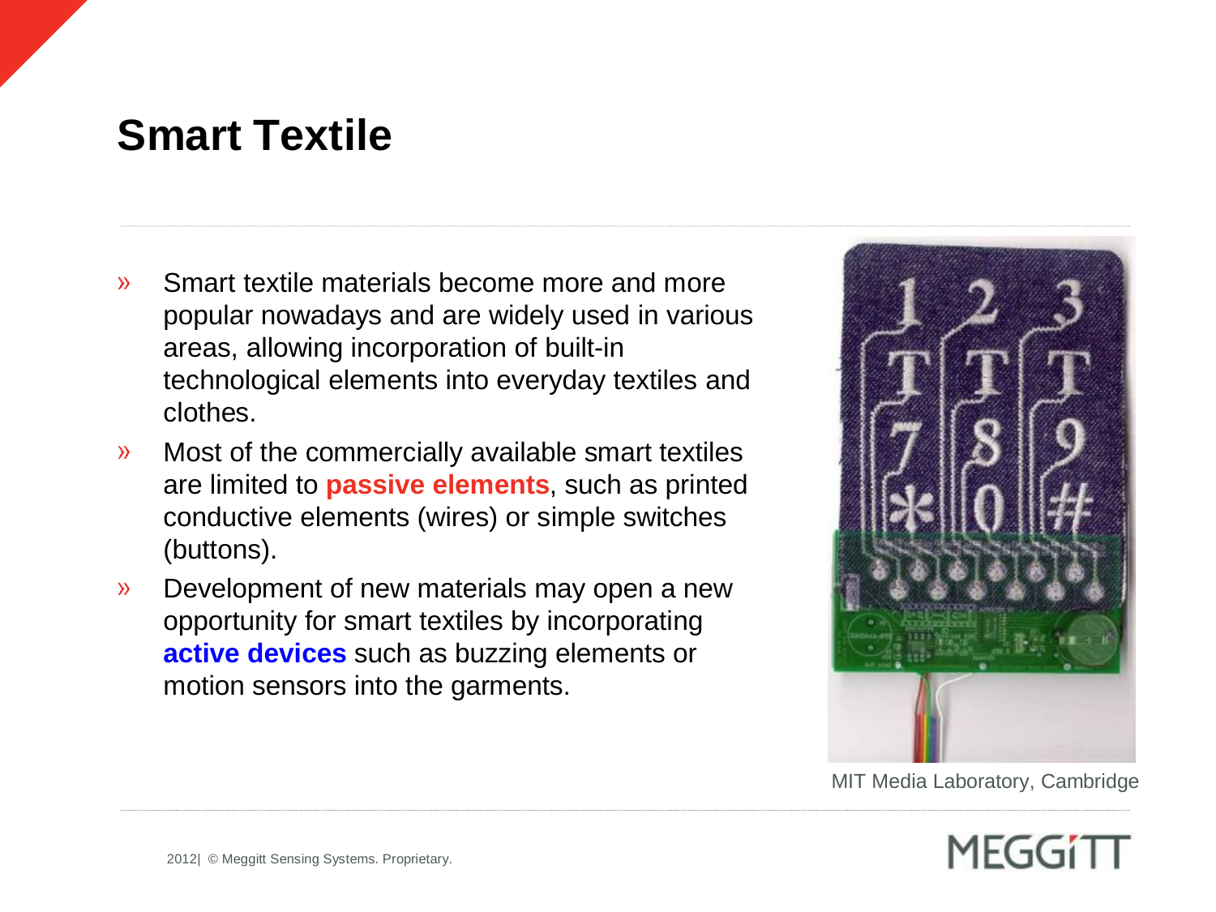# Smart Textile

- Smart textile materials become more and more popular nowadays and are widely used in various areas, allowing incorporation of built-in technological elements into everyday textiles and clothes.
- Most of the commercially available smart textiles are limited to **passive elements**, such as printed conductive elements (wires) or simple switches (buttons).
- Development of new materials may open a new opportunity for smart textiles by incorporating **active devices** such as buzzing elements or motion sensors into the garments.

MIT Media Laboratory, Cambridge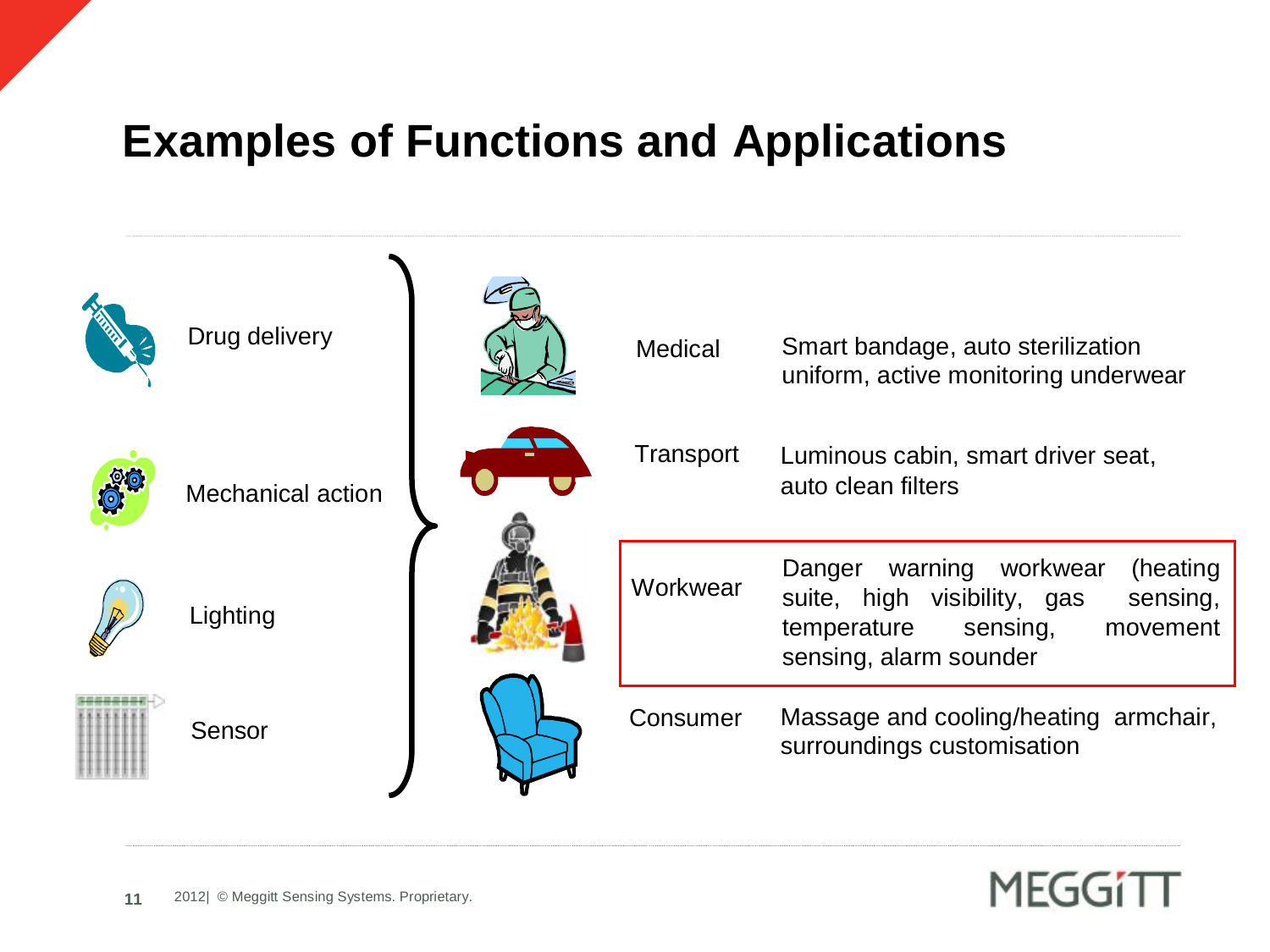# Examples of Functions and Applications

- Drug delivery
- Mechanical action
- Lighting
- Sensor

| Application | Examples |
| --- | --- |
| Medical | Smart bandage, auto sterilization uniform, active monitoring underwear |
| Transport | Luminous cabin, smart driver seat, auto clean filters |
| Workwear | Danger warning workwear (heating suite, high visibility, gas sensing, temperature sensing, movement sensing, alarm sounder |
| Consumer | Massage and cooling/heating armchair, surroundings customisation |

2012| © Meggitt Sensing Systems. Proprietary.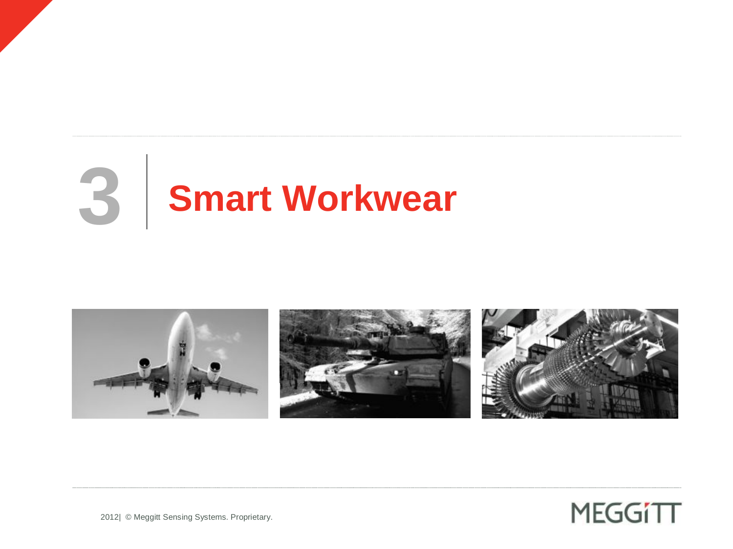# 3 | Smart Workwear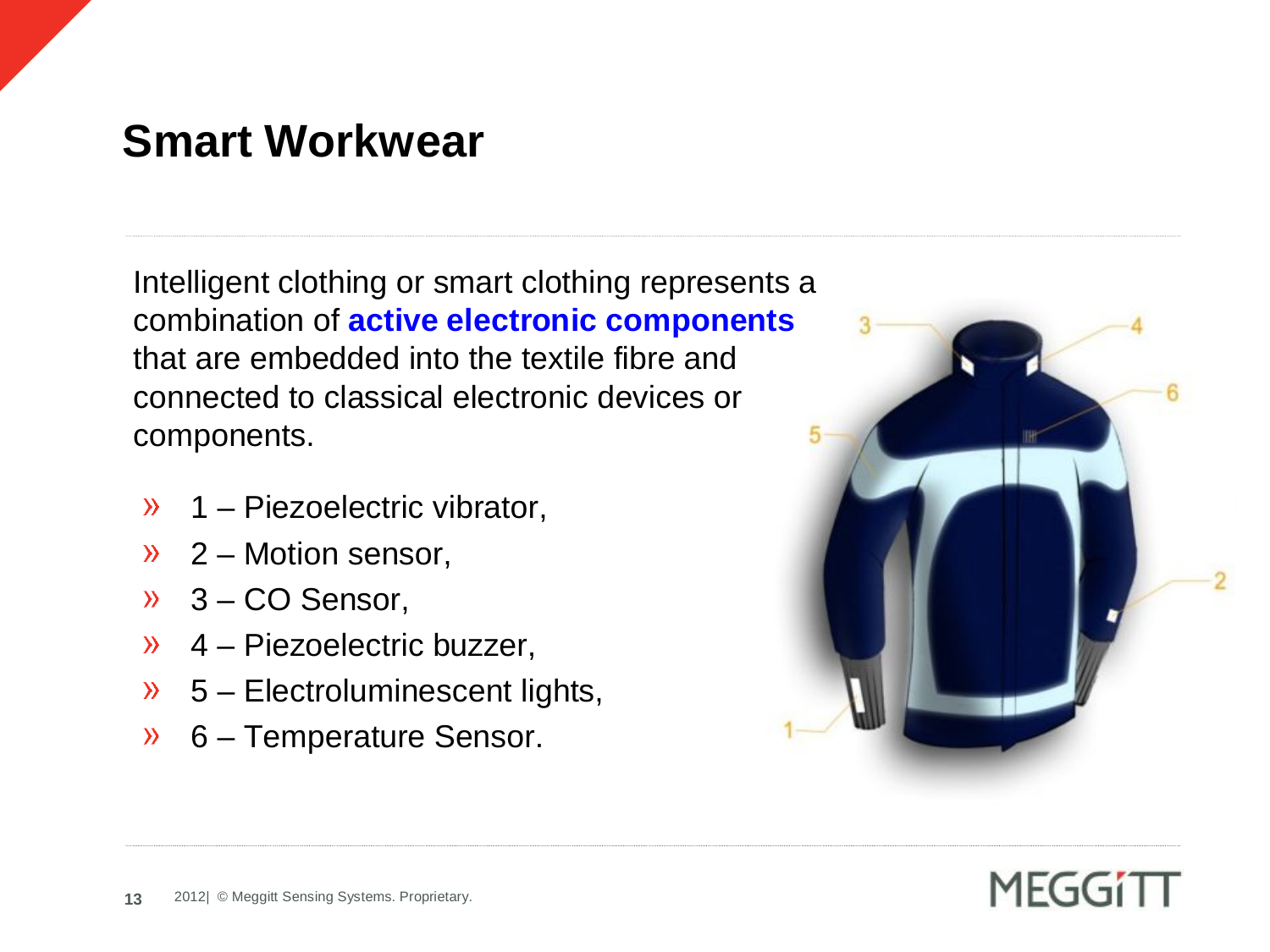# Smart Workwear

Intelligent clothing or smart clothing represents a combination of **active electronic components** that are embedded into the textile fibre and connected to classical electronic devices or components.

- 1 – Piezoelectric vibrator,
- 2 – Motion sensor,
- 3 – CO Sensor,
- 4 – Piezoelectric buzzer,
- 5 – Electroluminescent lights,
- 6 – Temperature Sensor.

2012| © Meggitt Sensing Systems. Proprietary.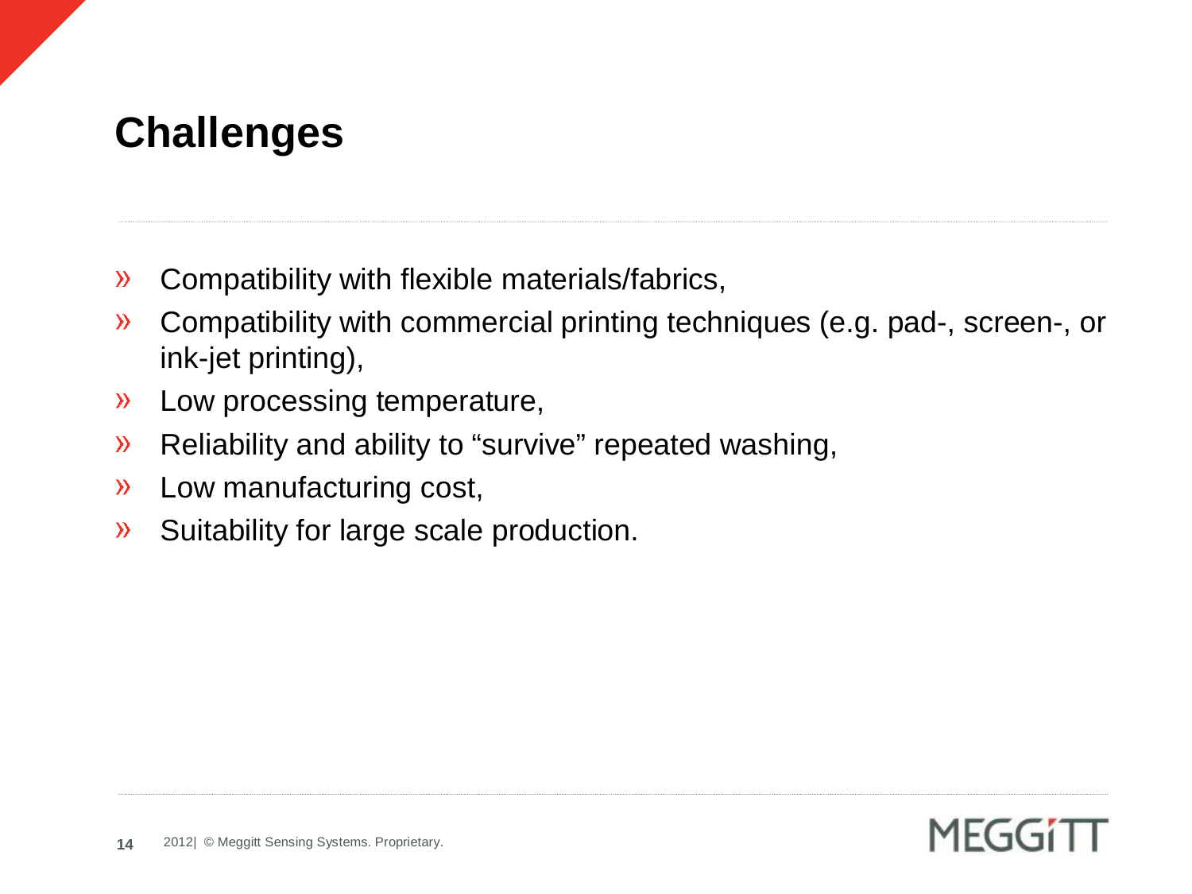# Challenges

- Compatibility with flexible materials/fabrics,
- Compatibility with commercial printing techniques (e.g. pad-, screen-, or ink-jet printing),
- Low processing temperature,
- Reliability and ability to "survive" repeated washing,
- Low manufacturing cost,
- Suitability for large scale production.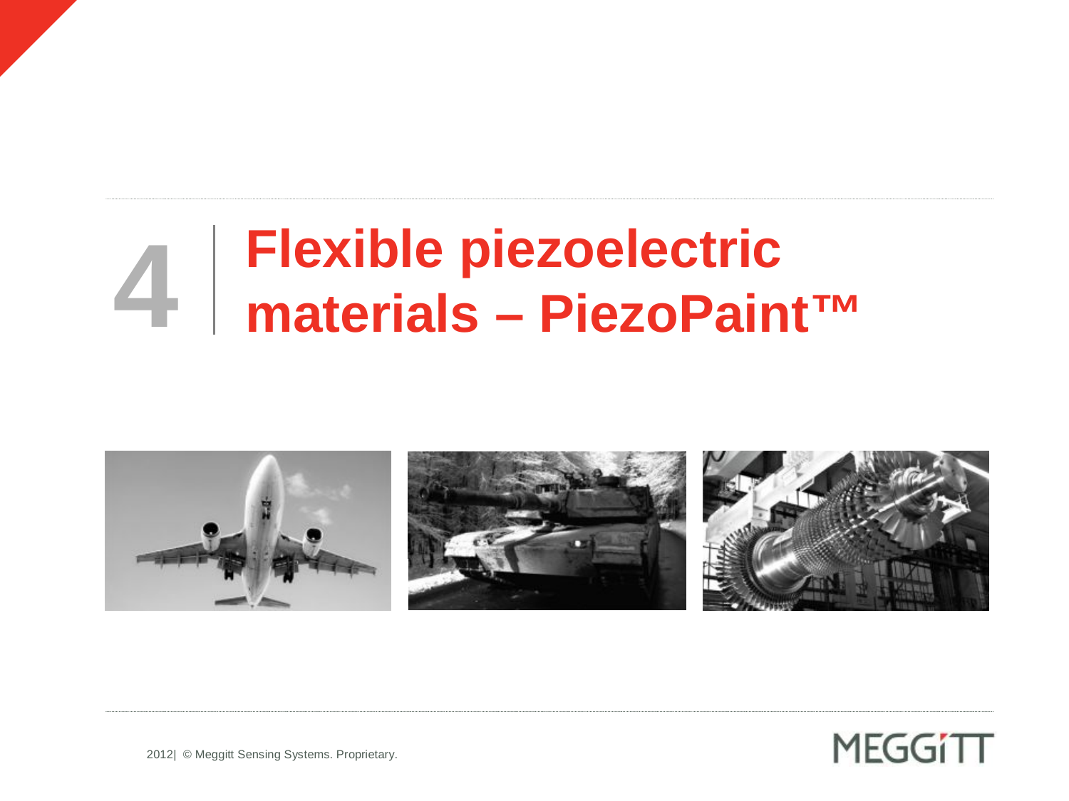# 4 | Flexible piezoelectric materials – PiezoPaint™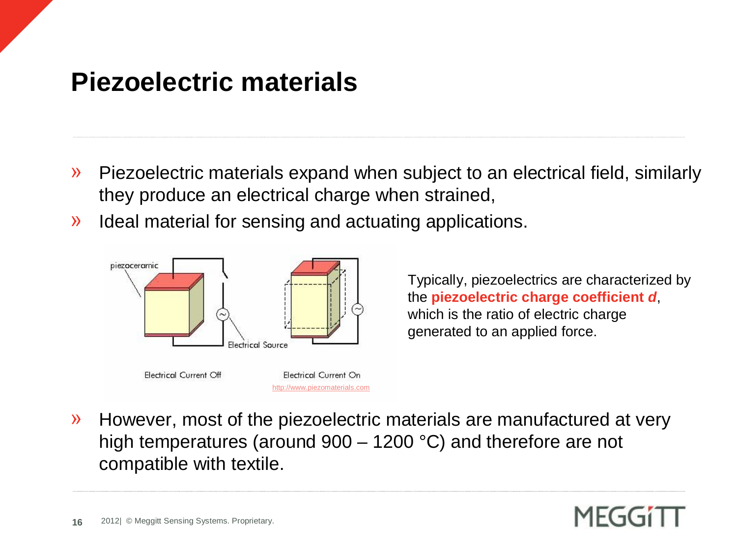# Piezoelectric materials

- Piezoelectric materials expand when subject to an electrical field, similarly they produce an electrical charge when strained,
- Ideal material for sensing and actuating applications.

Typically, piezoelectrics are characterized by the **piezoelectric charge coefficient *d***, which is the ratio of electric charge generated to an applied force.

- However, most of the piezoelectric materials are manufactured at very high temperatures (around 900 – 1200 °C) and therefore are not compatible with textile.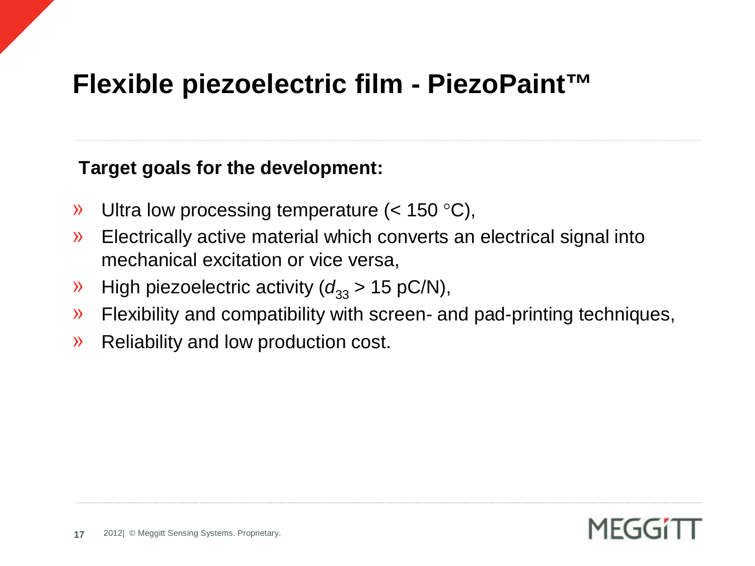# Flexible piezoelectric film - PiezoPaint™

**Target goals for the development:**

- Ultra low processing temperature (< 150 °C),
- Electrically active material which converts an electrical signal into mechanical excitation or vice versa,
- High piezoelectric activity ($d_{33}$ > 15 pC/N),
- Flexibility and compatibility with screen- and pad-printing techniques,
- Reliability and low production cost.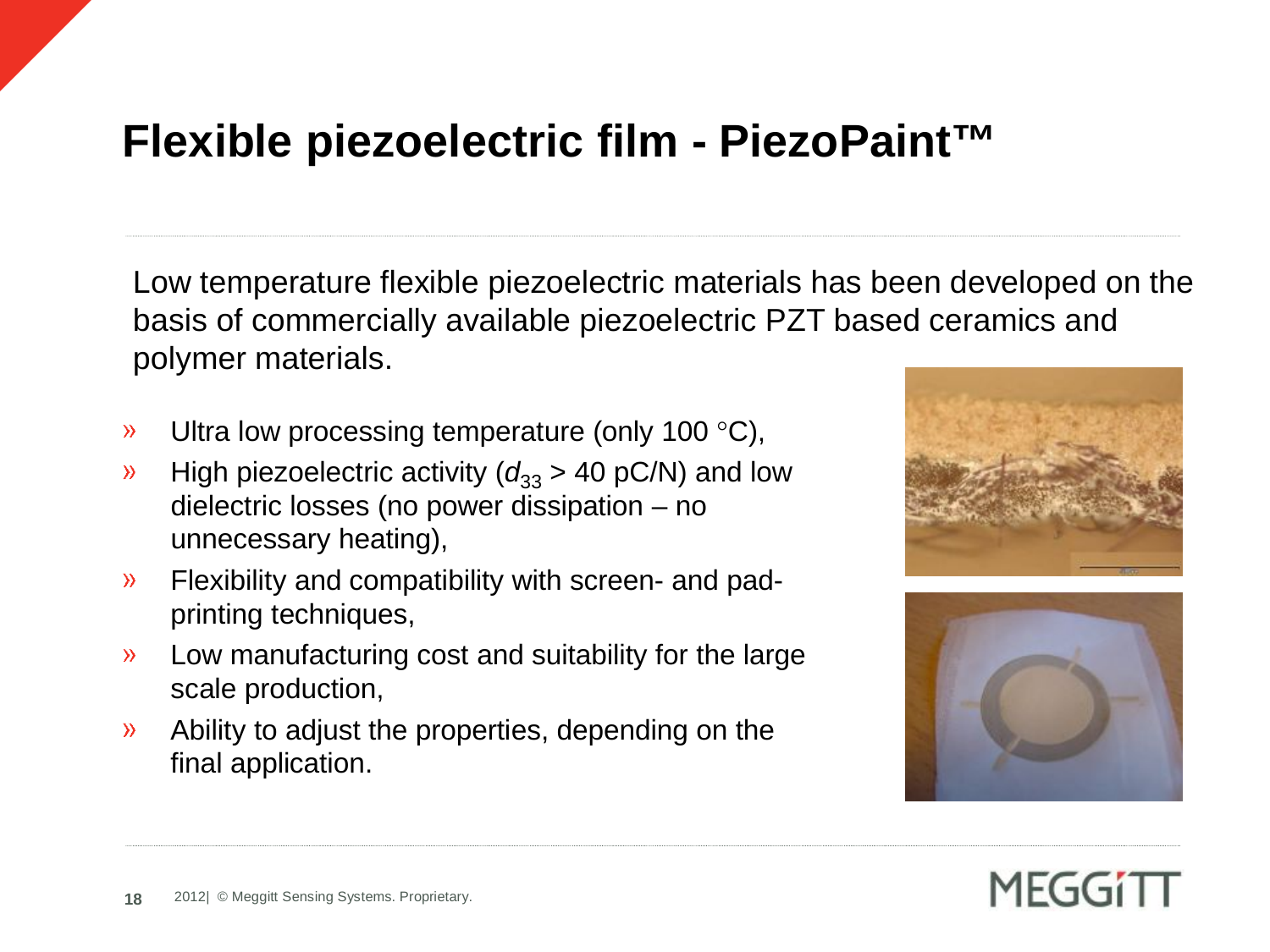# Flexible piezoelectric film - PiezoPaint™

Low temperature flexible piezoelectric materials has been developed on the basis of commercially available piezoelectric PZT based ceramics and polymer materials.

- Ultra low processing temperature (only 100 °C),
- High piezoelectric activity ($d_{33}$ > 40 pC/N) and low dielectric losses (no power dissipation – no unnecessary heating),
- Flexibility and compatibility with screen- and pad-printing techniques,
- Low manufacturing cost and suitability for the large scale production,
- Ability to adjust the properties, depending on the final application.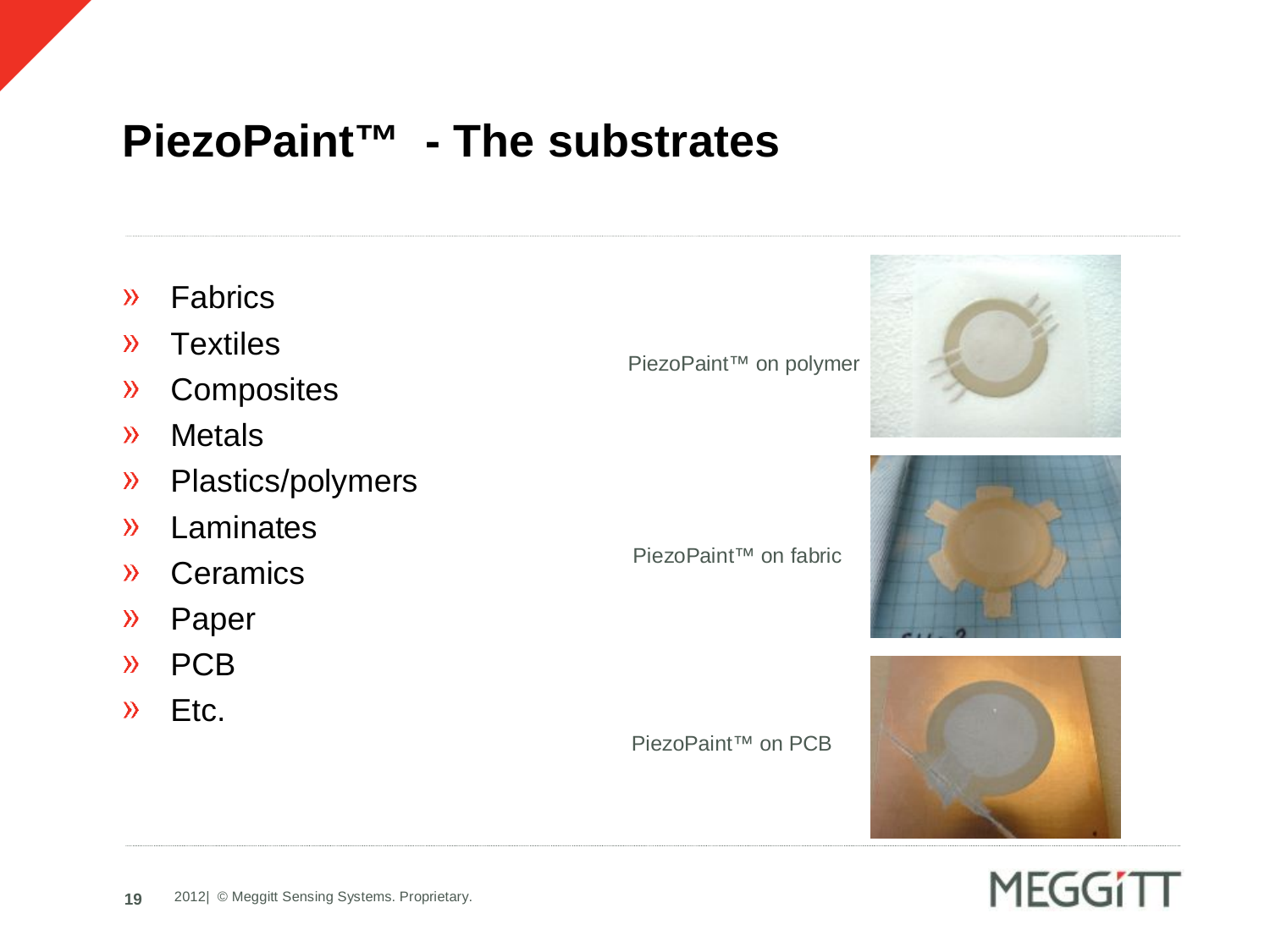# PiezoPaint™ - The substrates

- Fabrics
- Textiles
- Composites
- Metals
- Plastics/polymers
- Laminates
- Ceramics
- Paper
- PCB
- Etc.

PiezoPaint™ on polymer

PiezoPaint™ on fabric

PiezoPaint™ on PCB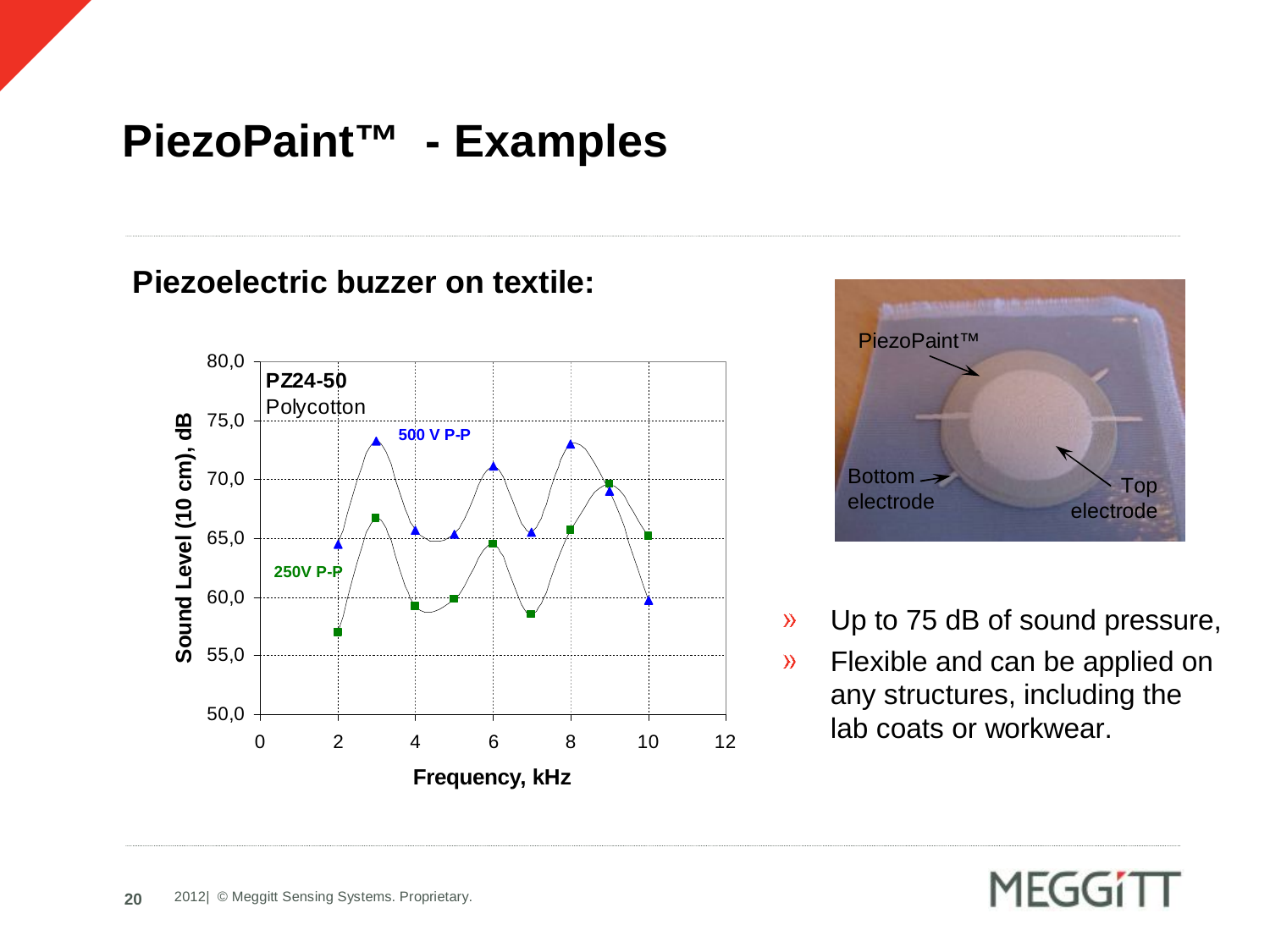# PiezoPaint™ - Examples

## Piezoelectric buzzer on textile:

- Up to 75 dB of sound pressure,
- Flexible and can be applied on any structures, including the lab coats or workwear.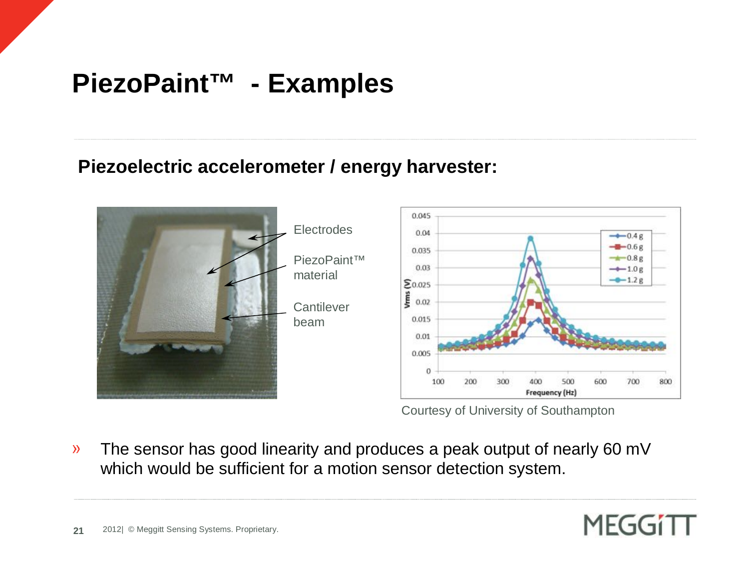# PiezoPaint™ - Examples

## Piezoelectric accelerometer / energy harvester:

Electrodes

PiezoPaint™ material

Cantilever beam

Courtesy of University of Southampton

- The sensor has good linearity and produces a peak output of nearly 60 mV which would be sufficient for a motion sensor detection system.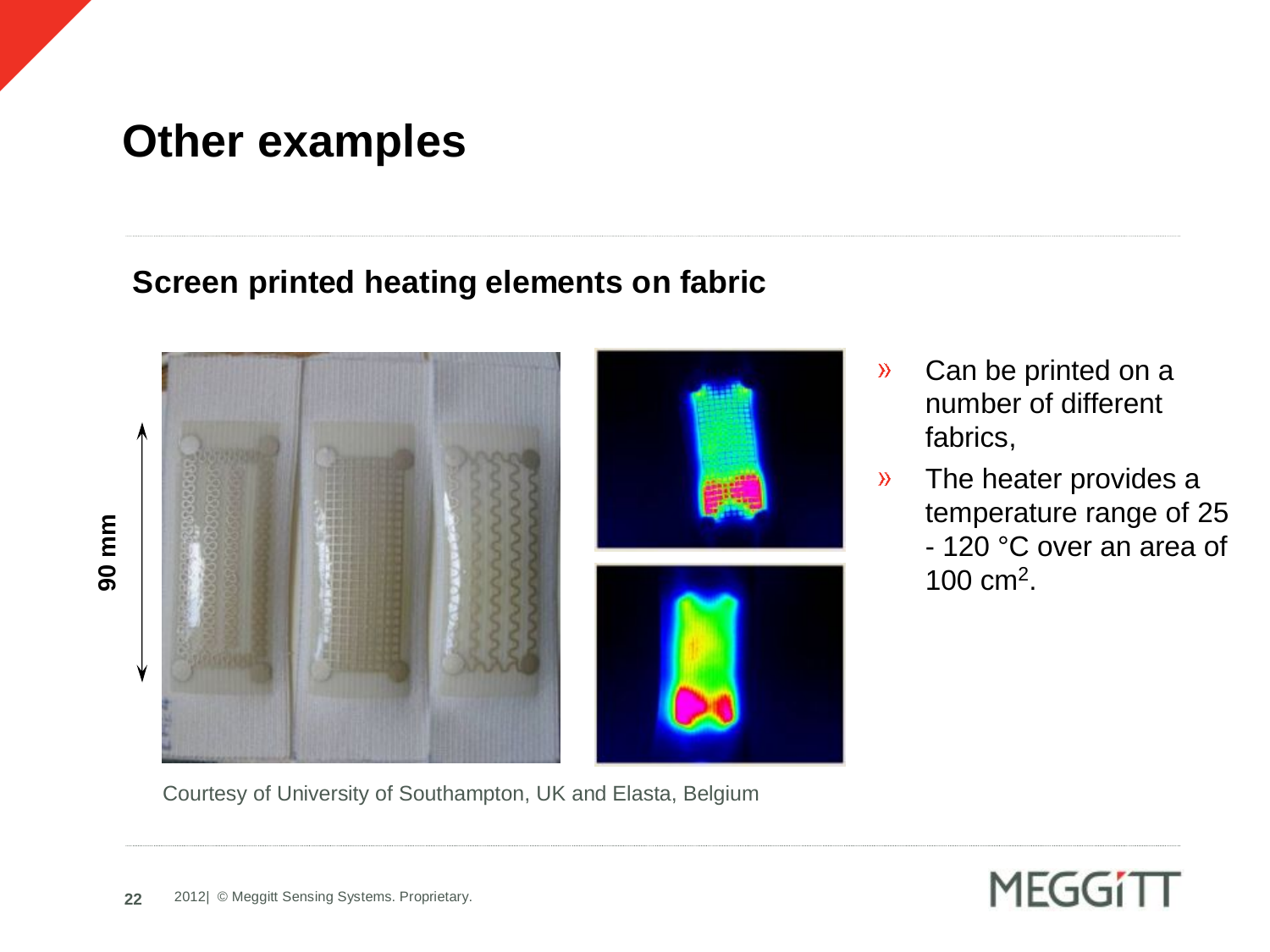# Other examples

## Screen printed heating elements on fabric

90 mm

Courtesy of University of Southampton, UK and Elasta, Belgium

- Can be printed on a number of different fabrics,
- The heater provides a temperature range of 25 - 120 °C over an area of 100 $cm^2$.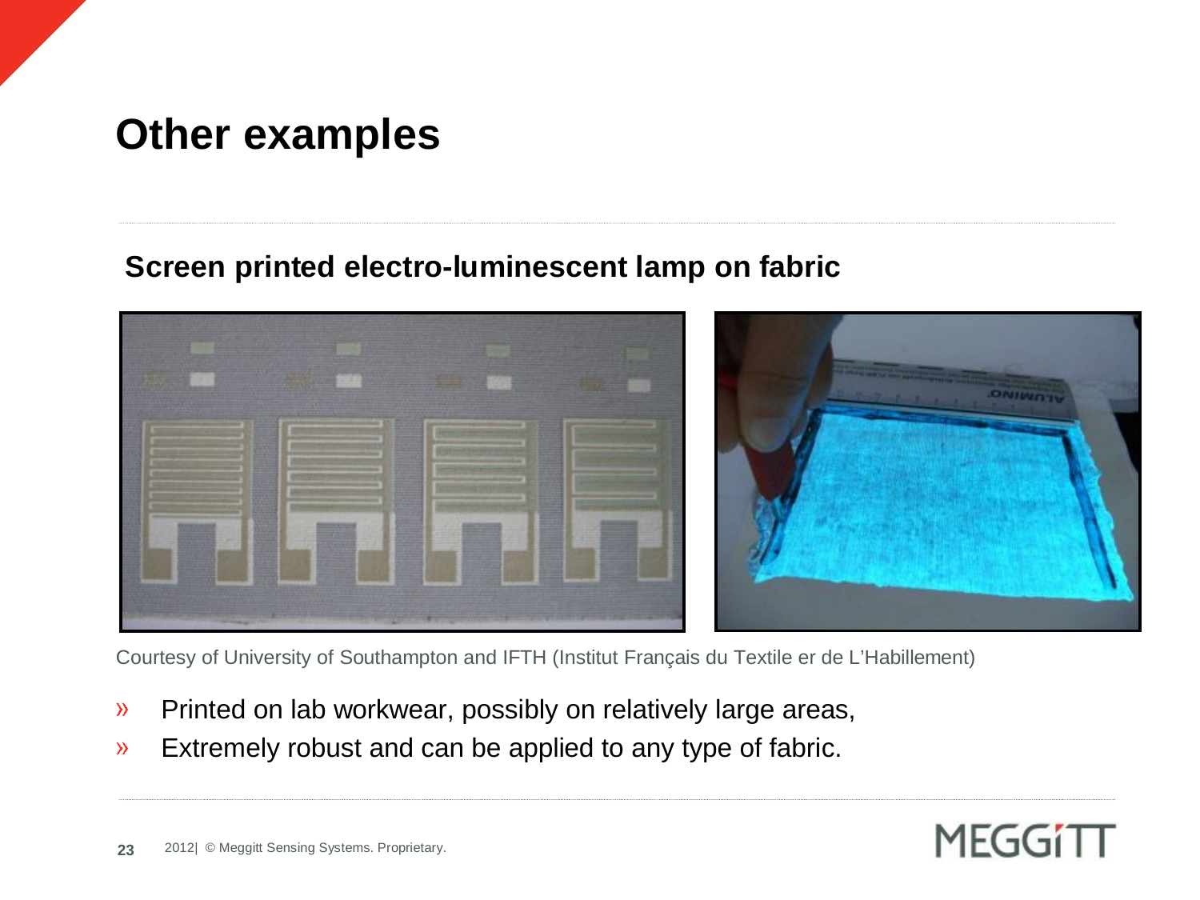# Other examples

## Screen printed electro-luminescent lamp on fabric

Courtesy of University of Southampton and IFTH (Institut Français du Textile er de L'Habillement)

- Printed on lab workwear, possibly on relatively large areas,
- Extremely robust and can be applied to any type of fabric.

2012| © Meggitt Sensing Systems. Proprietary.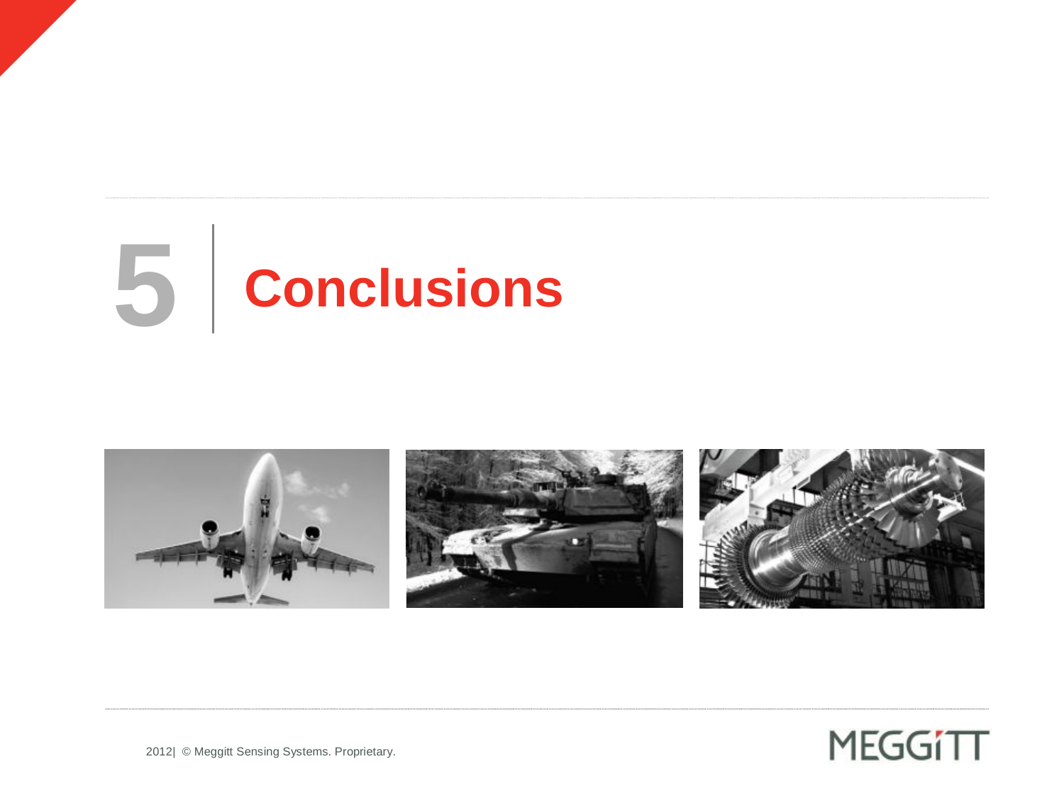# 5 Conclusions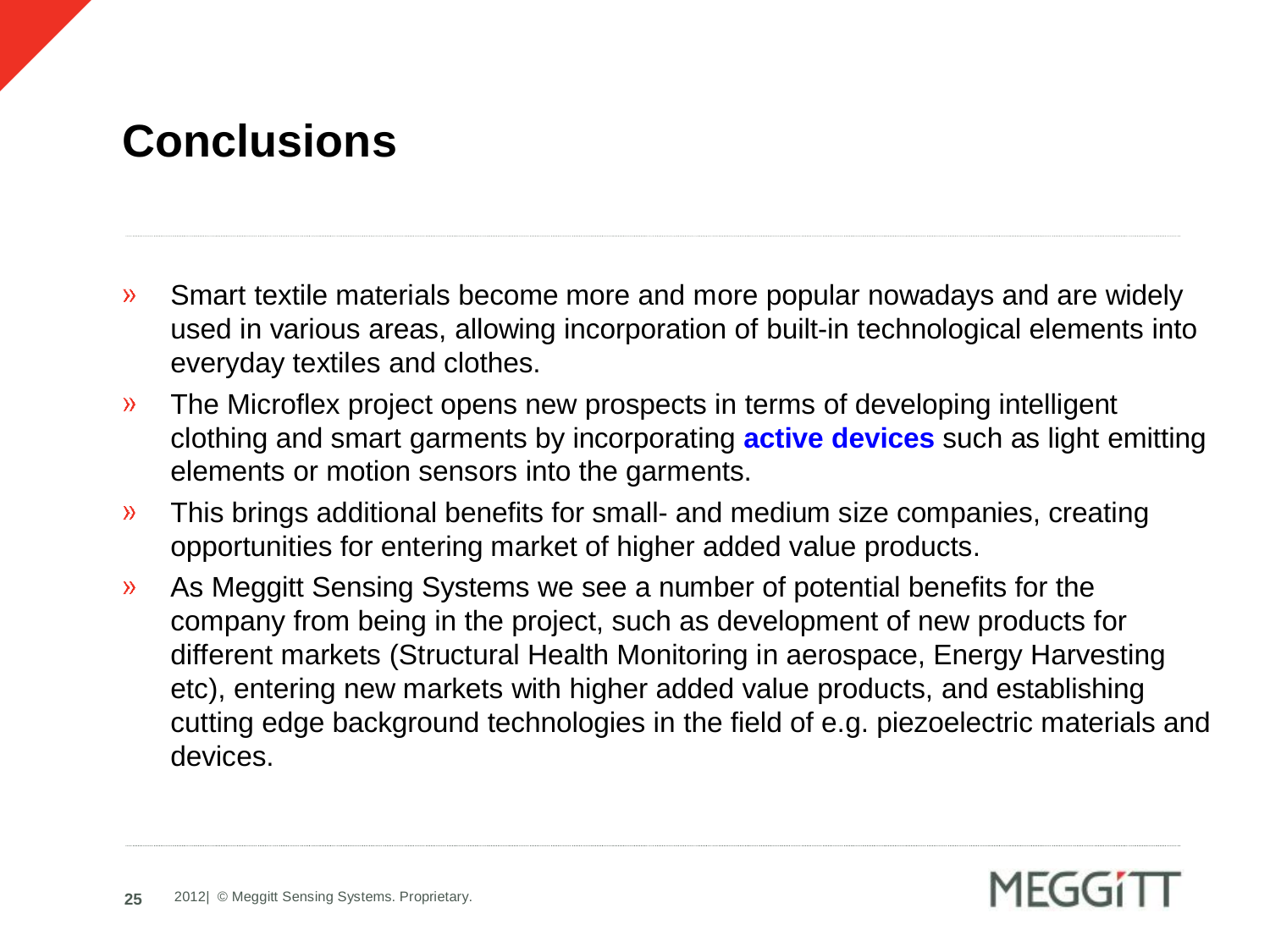# Conclusions

- Smart textile materials become more and more popular nowadays and are widely used in various areas, allowing incorporation of built-in technological elements into everyday textiles and clothes.
- The Microflex project opens new prospects in terms of developing intelligent clothing and smart garments by incorporating **active devices** such as light emitting elements or motion sensors into the garments.
- This brings additional benefits for small- and medium size companies, creating opportunities for entering market of higher added value products.
- As Meggitt Sensing Systems we see a number of potential benefits for the company from being in the project, such as development of new products for different markets (Structural Health Monitoring in aerospace, Energy Harvesting etc), entering new markets with higher added value products, and establishing cutting edge background technologies in the field of e.g. piezoelectric materials and devices.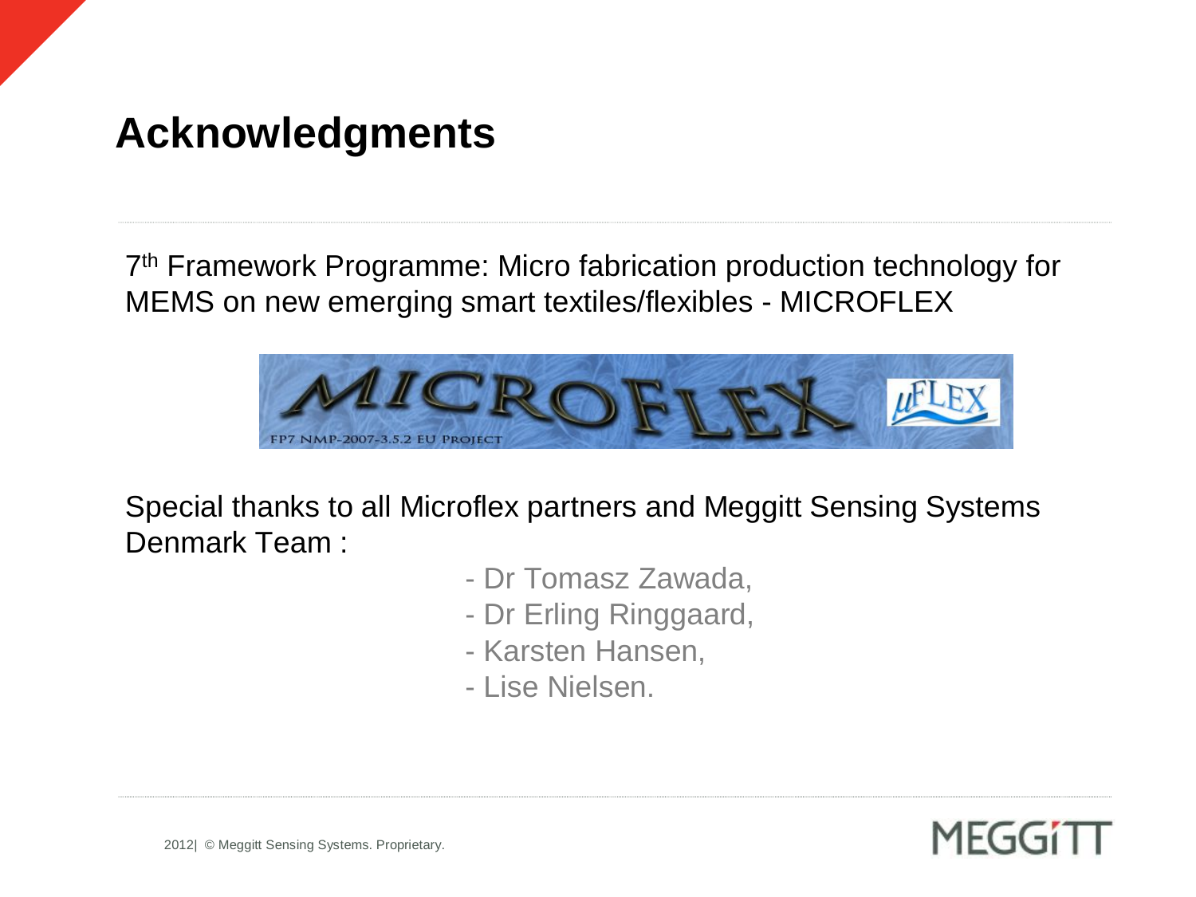# Acknowledgments

7th Framework Programme: Micro fabrication production technology for MEMS on new emerging smart textiles/flexibles - MICROFLEX

Special thanks to all Microflex partners and Meggitt Sensing Systems Denmark Team :

- Dr Tomasz Zawada,
- Dr Erling Ringgaard,
- Karsten Hansen,
- Lise Nielsen.

2012| © Meggitt Sensing Systems. Proprietary.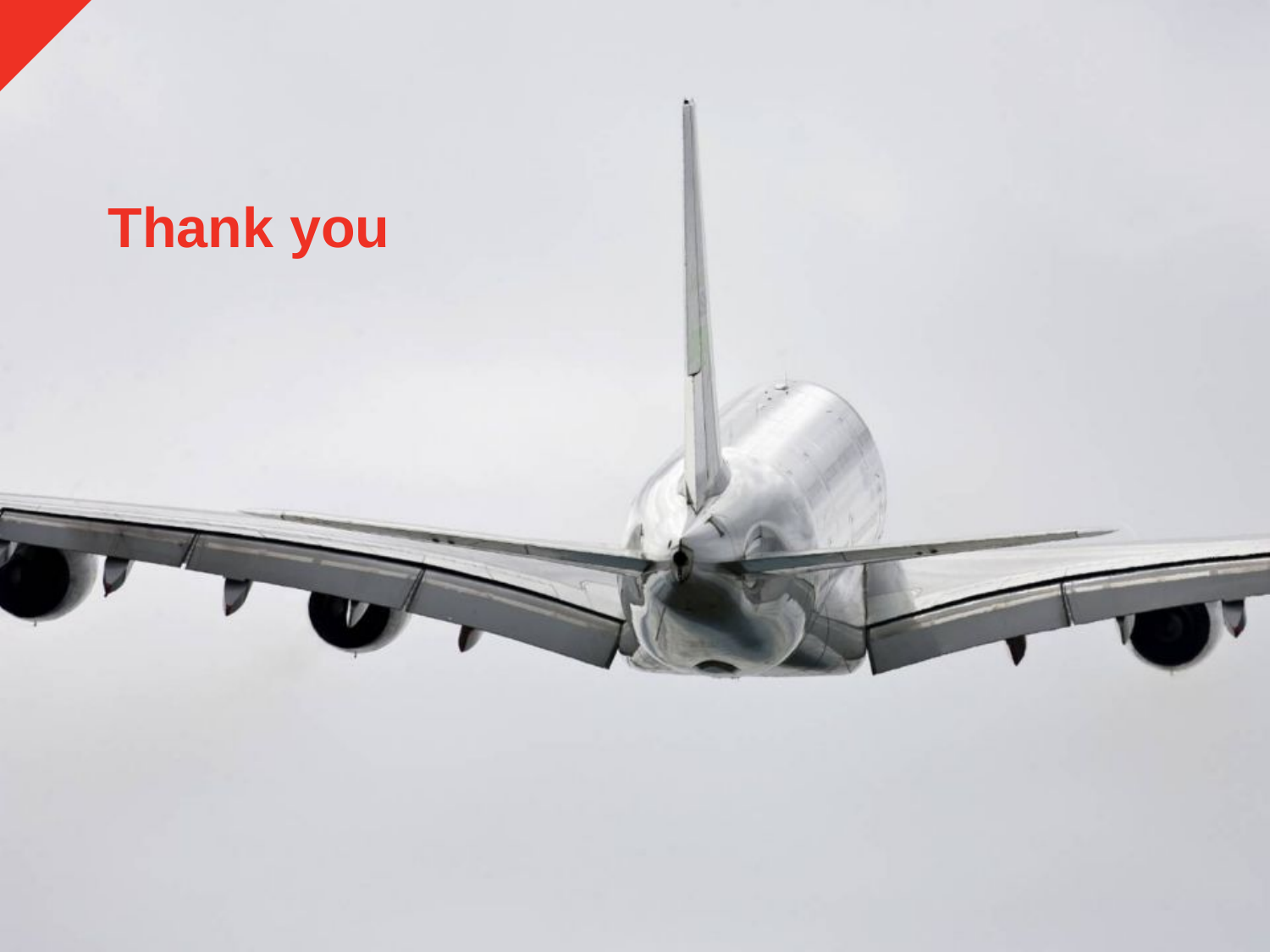# Thank you